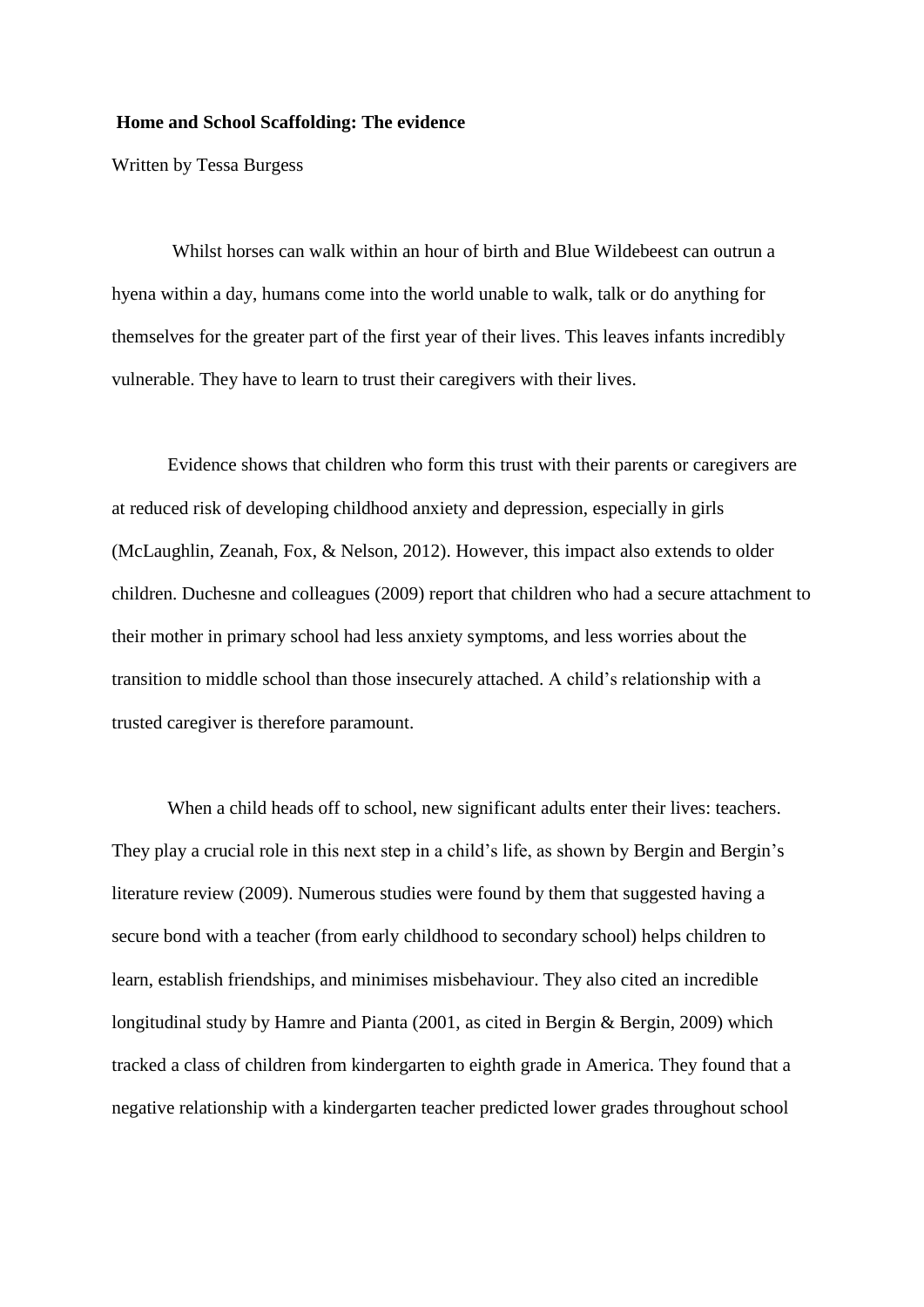# Home and School Scaffolding: The evidence

Written by Tessa Burgess

Whilst horses can walk within an hour of birth and Blue Wildebeest can outrun a hyena within a day, humans come into the world unable to walk, talk or do anything for themselves for the greater part of the first year of their lives. This leaves infants incredibly vulnerable. They have to learn to trust their caregivers with their lives.

Evidence shows that children who form this trust with their parents or caregivers are at reduced risk of developing childhood anxiety and depression, especially in girls (McLaughlin, Zeanah, Fox, & Nelson, 2012). However, this impact also extends to older children. Duchesne and colleagues (2009) report that children who had a secure attachment to their mother in primary school had less anxiety symptoms, and less worries about the transition to middle school than those insecurely attached. A child's relationship with a trusted caregiver is therefore paramount.

When a child heads off to school, new significant adults enter their lives: teachers. They play a crucial role in this next step in a child's life, as shown by Bergin and Bergin's literature review (2009). Numerous studies were found by them that suggested having a secure bond with a teacher (from early childhood to secondary school) helps children to learn, establish friendships, and minimises misbehaviour. They also cited an incredible longitudinal study by Hamre and Pianta (2001, as cited in Bergin & Bergin, 2009) which tracked a class of children from kindergarten to eighth grade in America. They found that a negative relationship with a kindergarten teacher predicted lower grades throughout school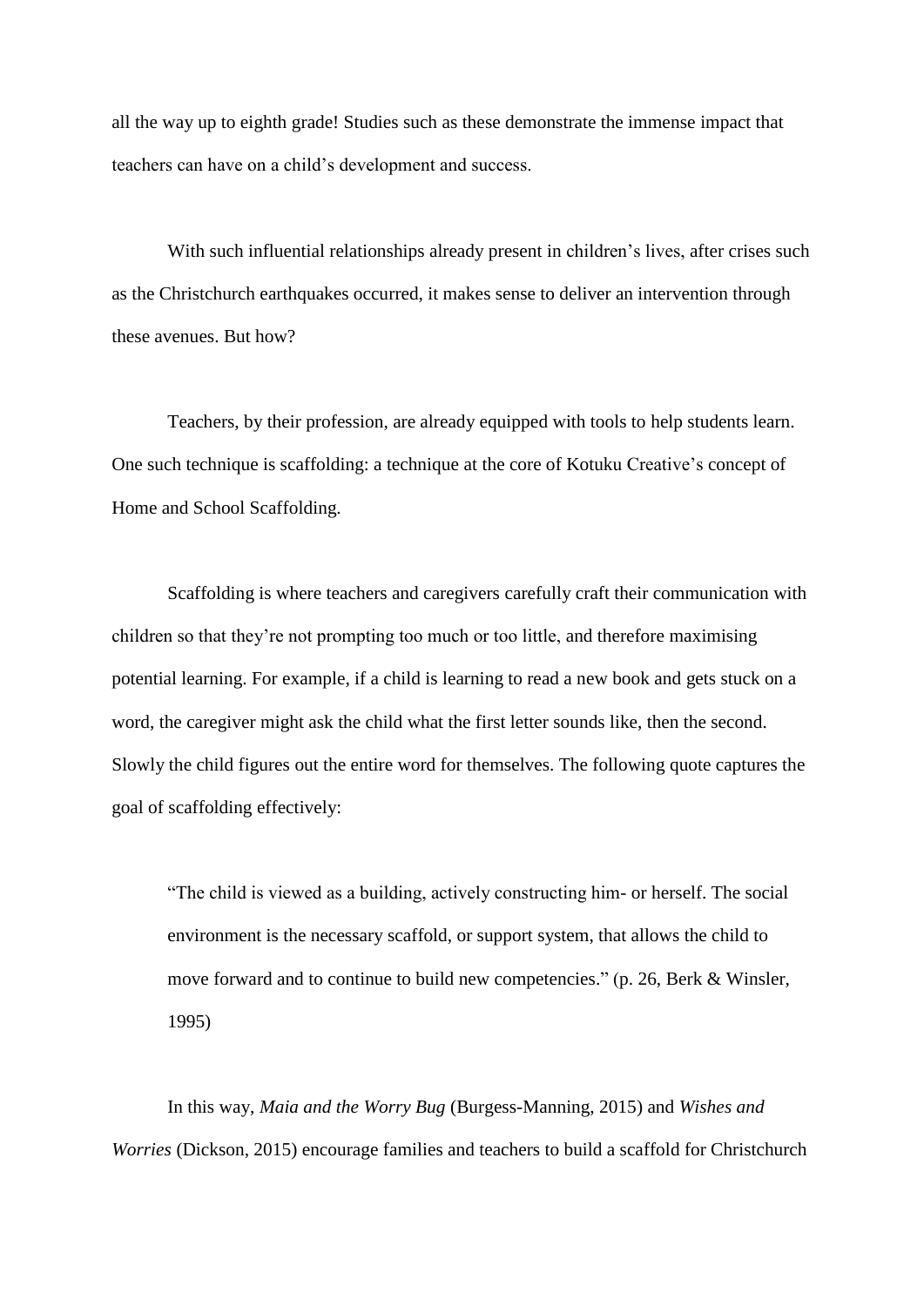all the way up to eighth grade! Studies such as these demonstrate the immense impact that teachers can have on a child's development and success.

With such influential relationships already present in children's lives, after crises such as the Christchurch earthquakes occurred, it makes sense to deliver an intervention through these avenues. But how?

Teachers, by their profession, are already equipped with tools to help students learn. One such technique is scaffolding: a technique at the core of Kotuku Creative's concept of Home and School Scaffolding.

Scaffolding is where teachers and caregivers carefully craft their communication with children so that they're not prompting too much or too little, and therefore maximising potential learning. For example, if a child is learning to read a new book and gets stuck on a word, the caregiver might ask the child what the first letter sounds like, then the second. Slowly the child figures out the entire word for themselves. The following quote captures the goal of scaffolding effectively:

> "The child is viewed as a building, actively constructing him- or herself. The social environment is the necessary scaffold, or support system, that allows the child to move forward and to continue to build new competencies." (p. 26, Berk & Winsler, 1995)

In this way, *Maia and the Worry Bug* (Burgess-Manning, 2015) and *Wishes and Worries* (Dickson, 2015) encourage families and teachers to build a scaffold for Christchurch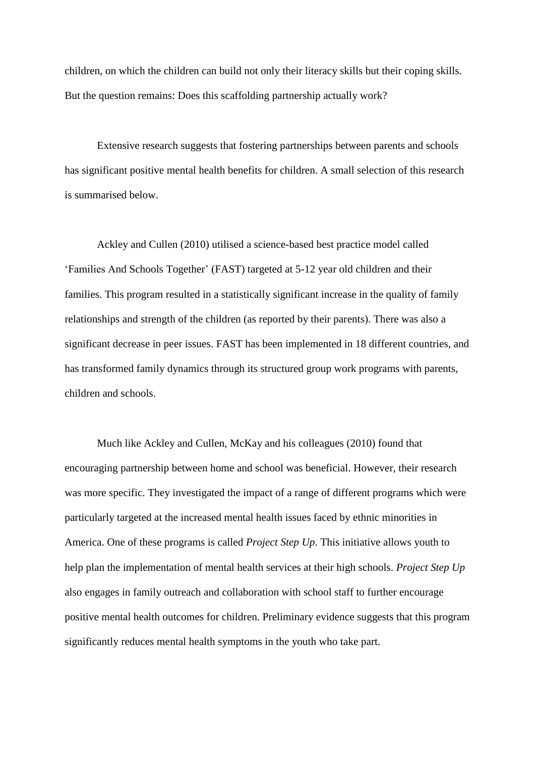children, on which the children can build not only their literacy skills but their coping skills. But the question remains: Does this scaffolding partnership actually work?

Extensive research suggests that fostering partnerships between parents and schools has significant positive mental health benefits for children. A small selection of this research is summarised below.

Ackley and Cullen (2010) utilised a science-based best practice model called 'Families And Schools Together' (FAST) targeted at 5-12 year old children and their families. This program resulted in a statistically significant increase in the quality of family relationships and strength of the children (as reported by their parents). There was also a significant decrease in peer issues. FAST has been implemented in 18 different countries, and has transformed family dynamics through its structured group work programs with parents, children and schools.

Much like Ackley and Cullen, McKay and his colleagues (2010) found that encouraging partnership between home and school was beneficial. However, their research was more specific. They investigated the impact of a range of different programs which were particularly targeted at the increased mental health issues faced by ethnic minorities in America. One of these programs is called *Project Step Up*. This initiative allows youth to help plan the implementation of mental health services at their high schools. *Project Step Up* also engages in family outreach and collaboration with school staff to further encourage positive mental health outcomes for children. Preliminary evidence suggests that this program significantly reduces mental health symptoms in the youth who take part.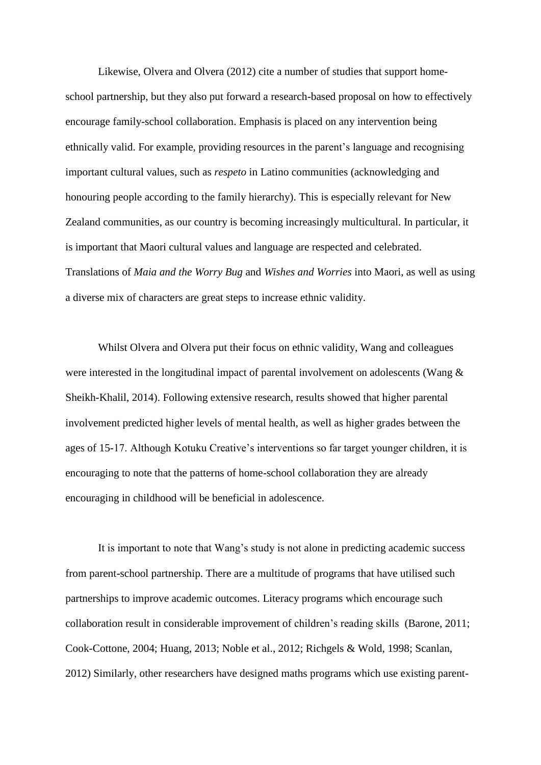Likewise, Olvera and Olvera (2012) cite a number of studies that support home-school partnership, but they also put forward a research-based proposal on how to effectively encourage family-school collaboration. Emphasis is placed on any intervention being ethnically valid. For example, providing resources in the parent's language and recognising important cultural values, such as *respeto* in Latino communities (acknowledging and honouring people according to the family hierarchy). This is especially relevant for New Zealand communities, as our country is becoming increasingly multicultural. In particular, it is important that Maori cultural values and language are respected and celebrated. Translations of *Maia and the Worry Bug* and *Wishes and Worries* into Maori, as well as using a diverse mix of characters are great steps to increase ethnic validity.

Whilst Olvera and Olvera put their focus on ethnic validity, Wang and colleagues were interested in the longitudinal impact of parental involvement on adolescents (Wang & Sheikh-Khalil, 2014). Following extensive research, results showed that higher parental involvement predicted higher levels of mental health, as well as higher grades between the ages of 15-17. Although Kotuku Creative's interventions so far target younger children, it is encouraging to note that the patterns of home-school collaboration they are already encouraging in childhood will be beneficial in adolescence.

It is important to note that Wang's study is not alone in predicting academic success from parent-school partnership. There are a multitude of programs that have utilised such partnerships to improve academic outcomes. Literacy programs which encourage such collaboration result in considerable improvement of children's reading skills (Barone, 2011; Cook-Cottone, 2004; Huang, 2013; Noble et al., 2012; Richgels & Wold, 1998; Scanlan, 2012) Similarly, other researchers have designed maths programs which use existing parent-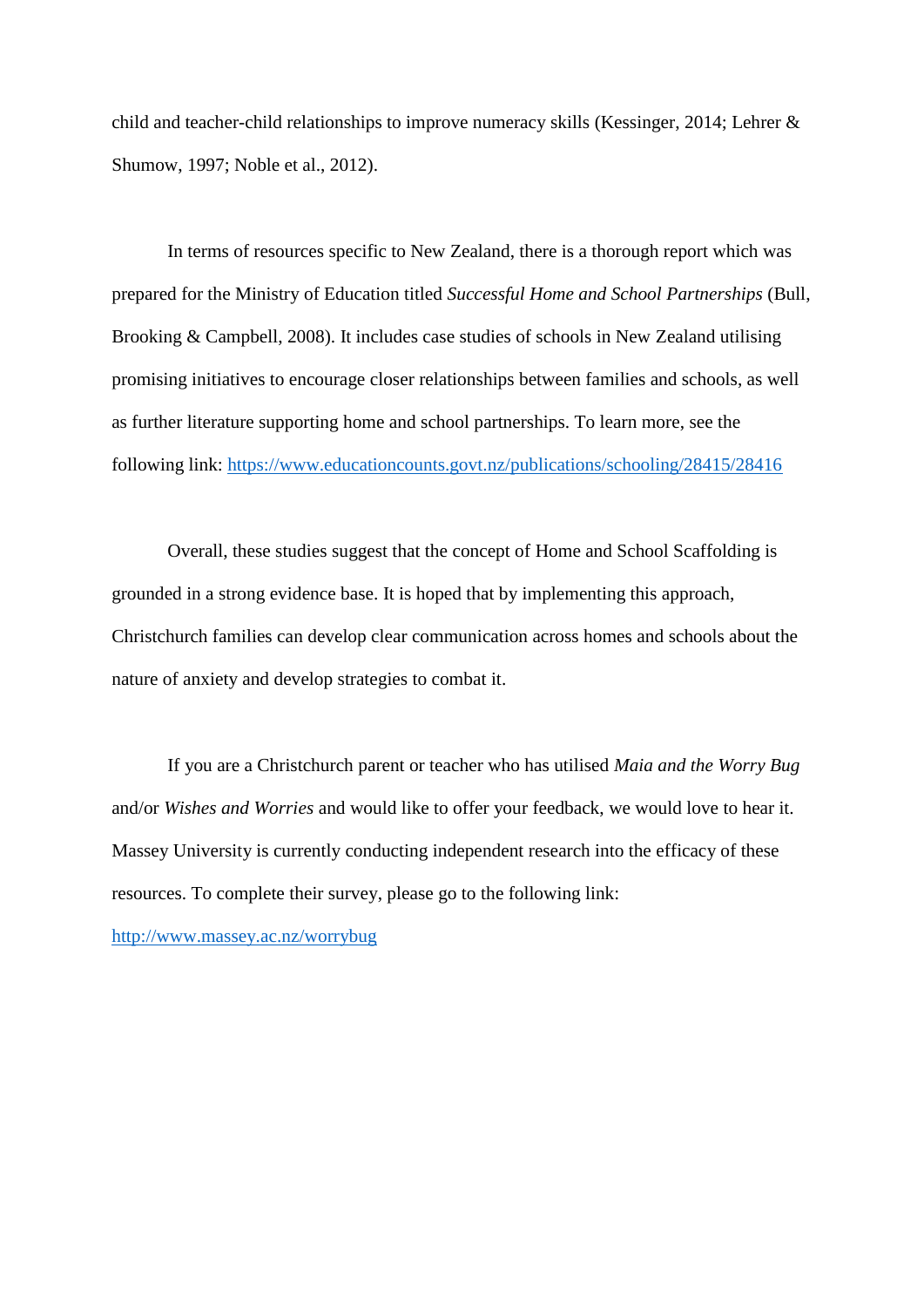child and teacher-child relationships to improve numeracy skills (Kessinger, 2014; Lehrer & Shumow, 1997; Noble et al., 2012).

In terms of resources specific to New Zealand, there is a thorough report which was prepared for the Ministry of Education titled *Successful Home and School Partnerships* (Bull, Brooking & Campbell, 2008). It includes case studies of schools in New Zealand utilising promising initiatives to encourage closer relationships between families and schools, as well as further literature supporting home and school partnerships. To learn more, see the following link: https://www.educationcounts.govt.nz/publications/schooling/28415/28416

Overall, these studies suggest that the concept of Home and School Scaffolding is grounded in a strong evidence base. It is hoped that by implementing this approach, Christchurch families can develop clear communication across homes and schools about the nature of anxiety and develop strategies to combat it.

If you are a Christchurch parent or teacher who has utilised *Maia and the Worry Bug* and/or *Wishes and Worries* and would like to offer your feedback, we would love to hear it. Massey University is currently conducting independent research into the efficacy of these resources. To complete their survey, please go to the following link: http://www.massey.ac.nz/worrybug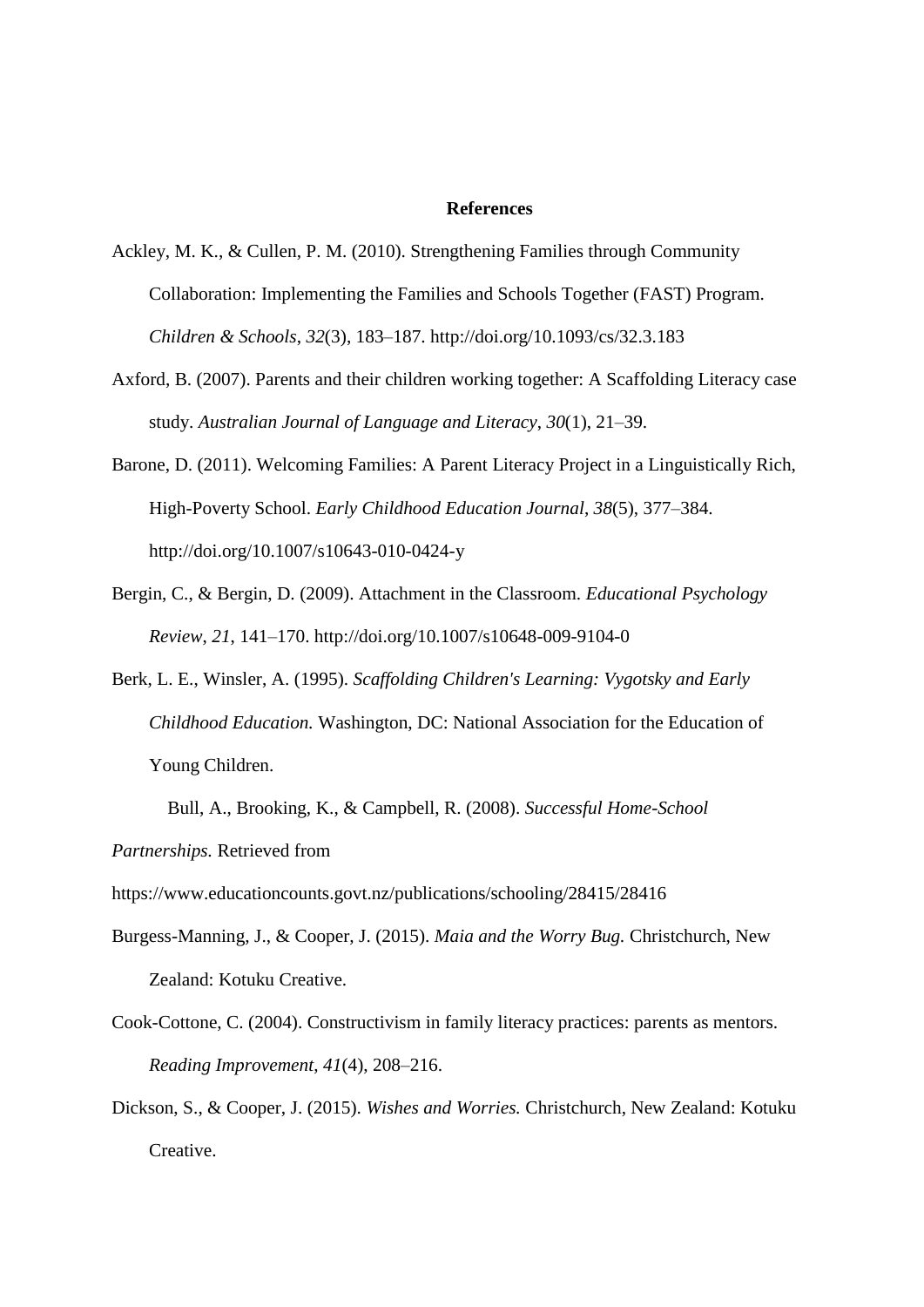**References**

Ackley, M. K., & Cullen, P. M. (2010). Strengthening Families through Community Collaboration: Implementing the Families and Schools Together (FAST) Program. *Children & Schools*, *32*(3), 183–187. http://doi.org/10.1093/cs/32.3.183

Axford, B. (2007). Parents and their children working together: A Scaffolding Literacy case study. *Australian Journal of Language and Literacy*, *30*(1), 21–39.

Barone, D. (2011). Welcoming Families: A Parent Literacy Project in a Linguistically Rich, High-Poverty School. *Early Childhood Education Journal*, *38*(5), 377–384. http://doi.org/10.1007/s10643-010-0424-y

Bergin, C., & Bergin, D. (2009). Attachment in the Classroom. *Educational Psychology Review*, *21*, 141–170. http://doi.org/10.1007/s10648-009-9104-0

Berk, L. E., Winsler, A. (1995). *Scaffolding Children's Learning: Vygotsky and Early Childhood Education.* Washington, DC: National Association for the Education of Young Children.

Bull, A., Brooking, K., & Campbell, R. (2008). *Successful Home-School Partnerships.* Retrieved from https://www.educationcounts.govt.nz/publications/schooling/28415/28416

Burgess-Manning, J., & Cooper, J. (2015). *Maia and the Worry Bug.* Christchurch, New Zealand: Kotuku Creative.

Cook-Cottone, C. (2004). Constructivism in family literacy practices: parents as mentors. *Reading Improvement*, *41*(4), 208–216.

Dickson, S., & Cooper, J. (2015). *Wishes and Worries.* Christchurch, New Zealand: Kotuku Creative.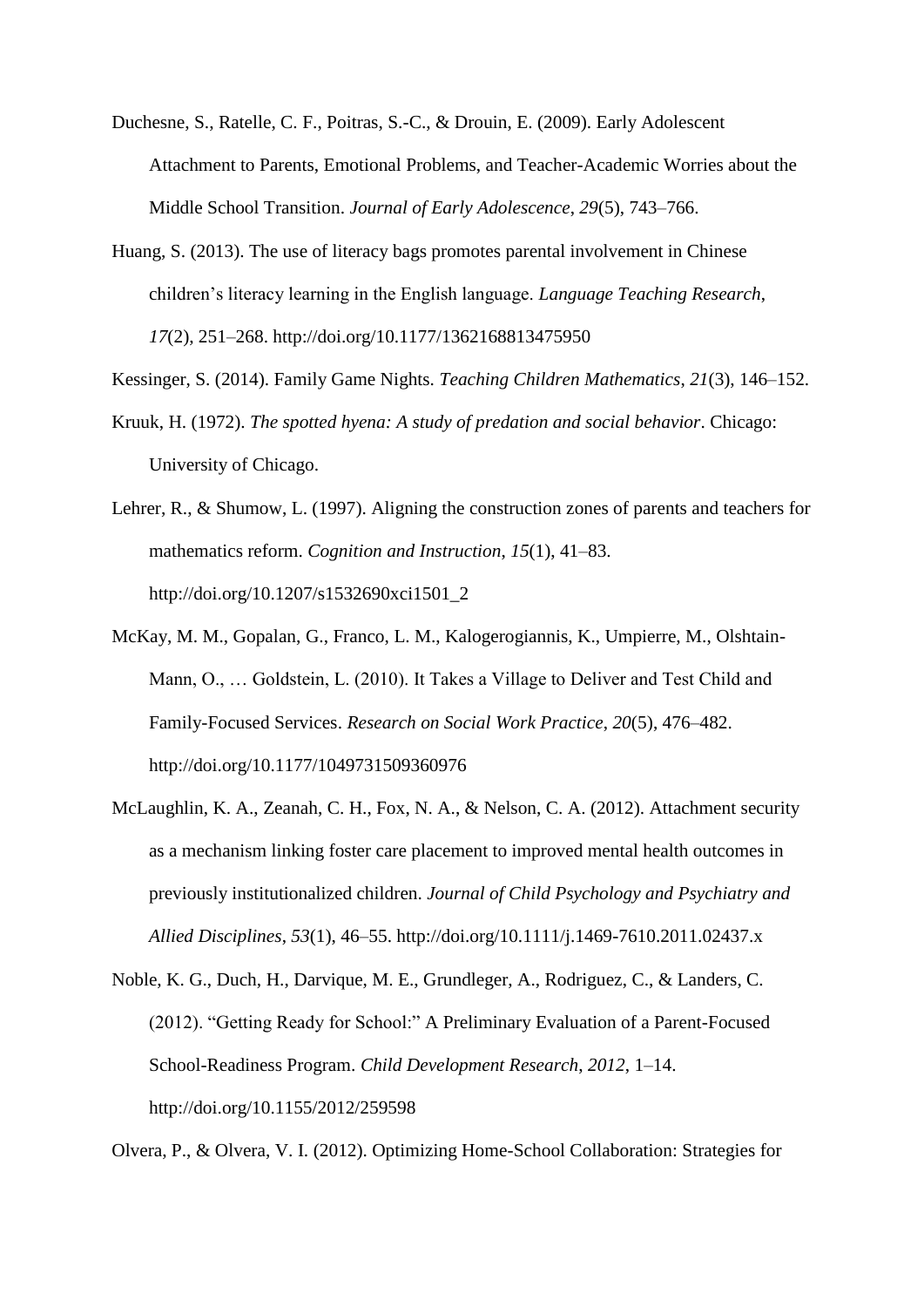Duchesne, S., Ratelle, C. F., Poitras, S.-C., & Drouin, E. (2009). Early Adolescent Attachment to Parents, Emotional Problems, and Teacher-Academic Worries about the Middle School Transition. *Journal of Early Adolescence*, *29*(5), 743–766.

Huang, S. (2013). The use of literacy bags promotes parental involvement in Chinese children's literacy learning in the English language. *Language Teaching Research*, *17*(2), 251–268. http://doi.org/10.1177/1362168813475950

Kessinger, S. (2014). Family Game Nights. *Teaching Children Mathematics*, *21*(3), 146–152.

Kruuk, H. (1972). *The spotted hyena: A study of predation and social behavior*. Chicago: University of Chicago.

Lehrer, R., & Shumow, L. (1997). Aligning the construction zones of parents and teachers for mathematics reform. *Cognition and Instruction*, *15*(1), 41–83. http://doi.org/10.1207/s1532690xci1501_2

McKay, M. M., Gopalan, G., Franco, L. M., Kalogerogiannis, K., Umpierre, M., Olshtain-Mann, O., … Goldstein, L. (2010). It Takes a Village to Deliver and Test Child and Family-Focused Services. *Research on Social Work Practice*, *20*(5), 476–482. http://doi.org/10.1177/1049731509360976

McLaughlin, K. A., Zeanah, C. H., Fox, N. A., & Nelson, C. A. (2012). Attachment security as a mechanism linking foster care placement to improved mental health outcomes in previously institutionalized children. *Journal of Child Psychology and Psychiatry and Allied Disciplines*, *53*(1), 46–55. http://doi.org/10.1111/j.1469-7610.2011.02437.x

Noble, K. G., Duch, H., Darvique, M. E., Grundleger, A., Rodriguez, C., & Landers, C. (2012). "Getting Ready for School:" A Preliminary Evaluation of a Parent-Focused School-Readiness Program. *Child Development Research*, *2012*, 1–14. http://doi.org/10.1155/2012/259598

Olvera, P., & Olvera, V. I. (2012). Optimizing Home-School Collaboration: Strategies for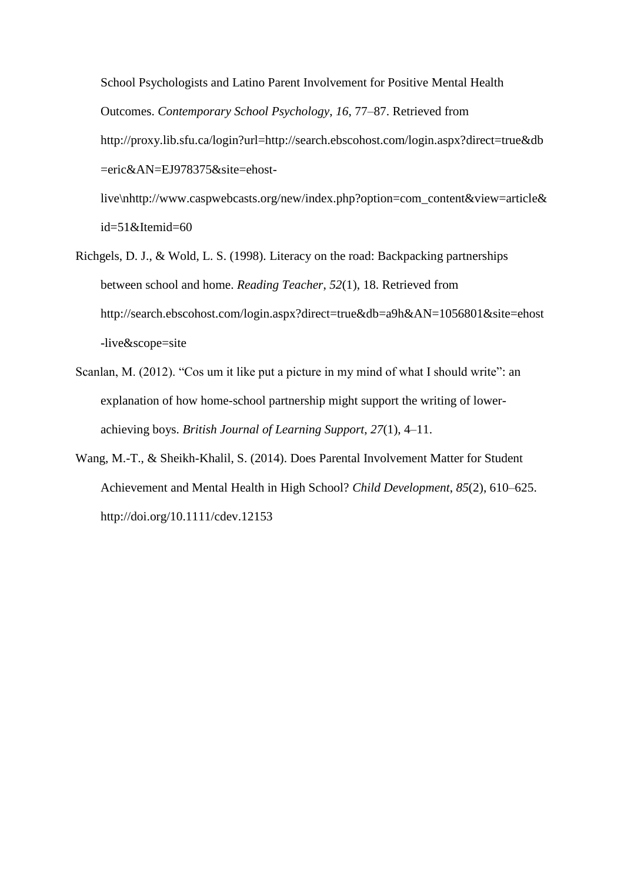School Psychologists and Latino Parent Involvement for Positive Mental Health Outcomes. *Contemporary School Psychology*, *16*, 77–87. Retrieved from http://proxy.lib.sfu.ca/login?url=http://search.ebscohost.com/login.aspx?direct=true&db=eric&AN=EJ978375&site=ehost-live\nhttp://www.caspwebcasts.org/new/index.php?option=com_content&view=article&id=51&Itemid=60

Richgels, D. J., & Wold, L. S. (1998). Literacy on the road: Backpacking partnerships between school and home. *Reading Teacher, 52*(1), 18. Retrieved from http://search.ebscohost.com/login.aspx?direct=true&db=a9h&AN=1056801&site=ehost-live&scope=site

Scanlan, M. (2012). "Cos um it like put a picture in my mind of what I should write": an explanation of how home-school partnership might support the writing of lower-achieving boys. *British Journal of Learning Support*, *27*(1), 4–11.

Wang, M.-T., & Sheikh-Khalil, S. (2014). Does Parental Involvement Matter for Student Achievement and Mental Health in High School? *Child Development*, *85*(2), 610–625. http://doi.org/10.1111/cdev.12153